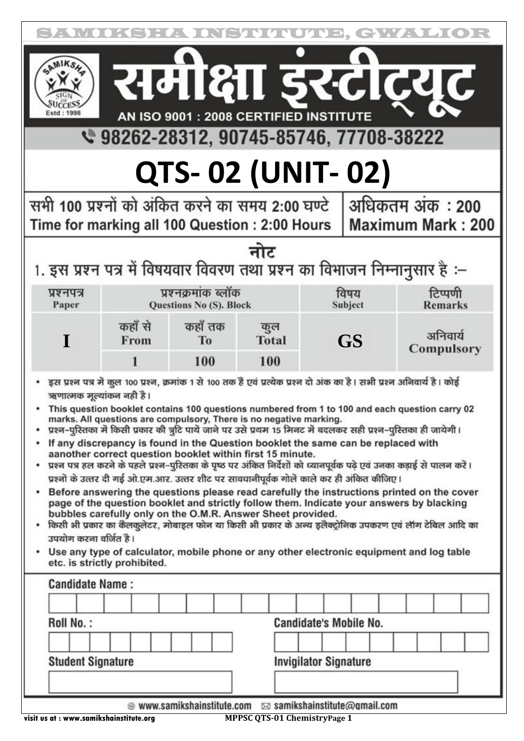# समीक्षा इंस्टीट्यूट

AN ISO 9001 : 2008 CERTIFIED INSTITUTE

98262-28312, 90745-85746, 77708-38222

# QTS- 02 (UNIT- 02)

| सभी 100 प्रश्नों को अंकित करने का समय 2:00 घण्टे<br>Time for marking all 100 Question : 2:00 Hours | अधिकतम अंक : 200<br>Maximum Mark : 200 |
|---|---|

## नोट

1. इस प्रश्न पत्र में विषयवार विवरण तथा प्रश्न का विभाजन निम्नानुसार है :–

| प्रश्नपत्र<br>Paper | प्रश्नक्रमांक ब्लॉक<br>Questions No (S). Block | | | विषय<br>Subject | टिप्पणी<br>Remarks |
|---|---|---|---|---|---|
| | कहाँ से<br>From | कहाँ तक<br>To | कुल<br>Total | | |
| I | 1 | 100 | 100 | GS | अनिवार्य<br>Compulsory |

- इस प्रश्न पत्र में कुल 100 प्रश्न, क्रमांक 1 से 100 तक हैं एवं प्रत्येक प्रश्न दो अंक का है। सभी प्रश्न अनिवार्य है। कोई ऋणात्मक मूल्यांकन नही है।
- This question booklet contains 100 questions numbered from 1 to 100 and each question carry 02 marks. All questions are compulsory, There is no negative marking.
- प्रश्न–पुस्तिका में किसी प्रकार की त्रुटि पायें जाने पर उसे प्रथम 15 मिनट में बदलकर सही प्रश्न–पुस्तिका ही जायेगी।
- If any discrepancy is found in the Question booklet the same can be replaced with aanother correct question booklet within first 15 minute.
- प्रश्न पत्र हल करने के पहले प्रश्न–पुस्तिका के पृष्ठ पर अंकित निर्देशों को ध्यानपूर्वक पढ़े एवं उनका कड़ाई से पालन करें। प्रश्नों के उत्तर दी गई ओ.एम.आर. उत्तर शीट पर सावधानीपूर्वक गोलें काले कर ही अंकित कीजिए।
- Before answering the questions please read carefully the instructions printed on the cover page of the question booklet and strictly follow them. Indicate your answers by blacking bubbles carefully only on the O.M.R. Answer Sheet provided.
- किसी भी प्रकार का कैलकुलेटर, मोबाइल फोन या किसी भी प्रकार के अन्य इलैक्ट्रोनिक उपकरण एवं लॉग टेबिल आदि का उपयोग करना वर्जित है।
- Use any type of calculator, mobile phone or any other electronic equipment and log table etc. is strictly prohibited.

**Candidate Name :**

**Roll No. :**

**Candidate's Mobile No.**

**Student Signature**

**Invigilator Signature**

www.samikshainstitute.com samikshainstitute@gmail.com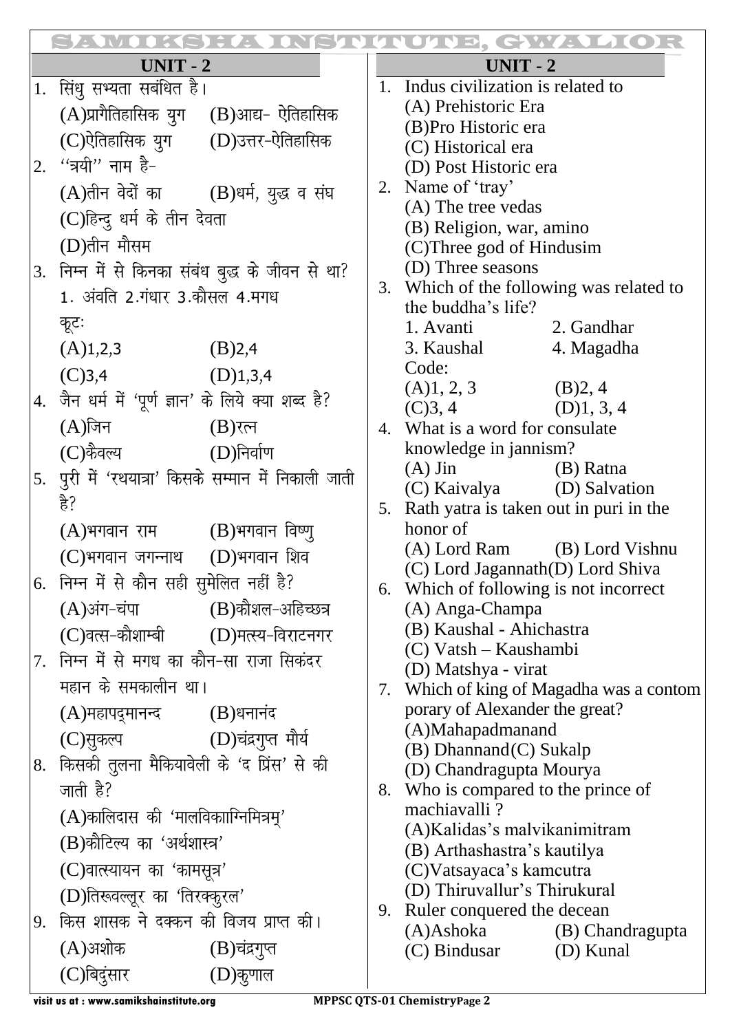## UNIT - 2

1. सिंधु सभ्यता सबंधित है।
   (A)प्रागैतिहासिक युग (B)आद्य- ऐतिहासिक
   (C)ऐतिहासिक युग (D)उत्तर-ऐतिहासिक
2. ''त्रयी'' नाम है-
   (A)तीन वेदों का (B)धर्म, युद्ध व संघ
   (C)हिन्दु धर्म के तीन देवता
   (D)तीन मौसम
3. निम्न में से किनका संबंध बुद्ध के जीवन से था?
   1. अंवति 2.गंधार 3.कौसल 4.मगध
   कूटः
   (A)1,2,3 (B)2,4
   (C)3,4 (D)1,3,4
4. जैन धर्म में 'पूर्ण ज्ञान' के लिये क्या शब्द है?
   (A)जिन (B)रत्न
   (C)कैवल्य (D)निर्वाण
5. पुरी में 'रथयात्रा' किसके सम्मान में निकाली जाती है?
   (A)भगवान राम (B)भगवान विष्णु
   (C)भगवान जगन्नाथ (D)भगवान शिव
6. निम्न में से कौन सही सुमेलित नहीं है?
   (A)अंग-चंपा (B)कौशल-अहिच्छत्र
   (C)वत्स-कौशाम्बी (D)मत्स्य-विराटनगर
7. निम्न में से मगध का कौन-सा राजा सिकंदर महान के समकालीन था।
   (A)महापद्मानन्द (B)धनानंद
   (C)सुकल्प (D)चंद्रगुप्त मौर्य
8. किसकी तुलना मैकियावेली के 'द प्रिंस' से की जाती है?
   (A)कालिदास की 'मालविकाग्निमित्रम्'
   (B)कौटिल्य का 'अर्थशास्त्र'
   (C)वात्स्यायन का 'कामसूत्र'
   (D)तिरूवल्लूर का 'तिरक्कुरल'
9. किस शासक ने दक्कन की विजय प्राप्त की।
   (A)अशोक (B)चंद्रगुप्त
   (C)बिदुंसार (D)कुणाल

## UNIT - 2

1. Indus civilization is related to
   (A) Prehistoric Era
   (B)Pro Historic era
   (C) Historical era
   (D) Post Historic era
2. Name of 'tray'
   (A) The tree vedas
   (B) Religion, war, amino
   (C)Three god of Hindusim
   (D) Three seasons
3. Which of the following was related to the buddha's life?
   1. Avanti 2. Gandhar
   3. Kaushal 4. Magadha
   Code:
   (A)1, 2, 3 (B)2, 4
   (C)3, 4 (D)1, 3, 4
4. What is a word for consulate knowledge in jannism?
   (A) Jin (B) Ratna
   (C) Kaivalya (D) Salvation
5. Rath yatra is taken out in puri in the honor of
   (A) Lord Ram (B) Lord Vishnu
   (C) Lord Jagannath(D) Lord Shiva
6. Which of following is not incorrect
   (A) Anga-Champa
   (B) Kaushal - Ahichastra
   (C) Vatsh – Kaushambi
   (D) Matshya - virat
7. Which of king of Magadha was a contom porary of Alexander the great?
   (A)Mahapadmanand
   (B) Dhannand(C) Sukalp
   (D) Chandragupta Mourya
8. Who is compared to the prince of machiavalli ?
   (A)Kalidas's malvikanimitram
   (B) Arthashastra's kautilya
   (C)Vatsayaca's kamcutra
   (D) Thiruvallur's Thirukural
9. Ruler conquered the decean
   (A)Ashoka (B) Chandragupta
   (C) Bindusar (D) Kunal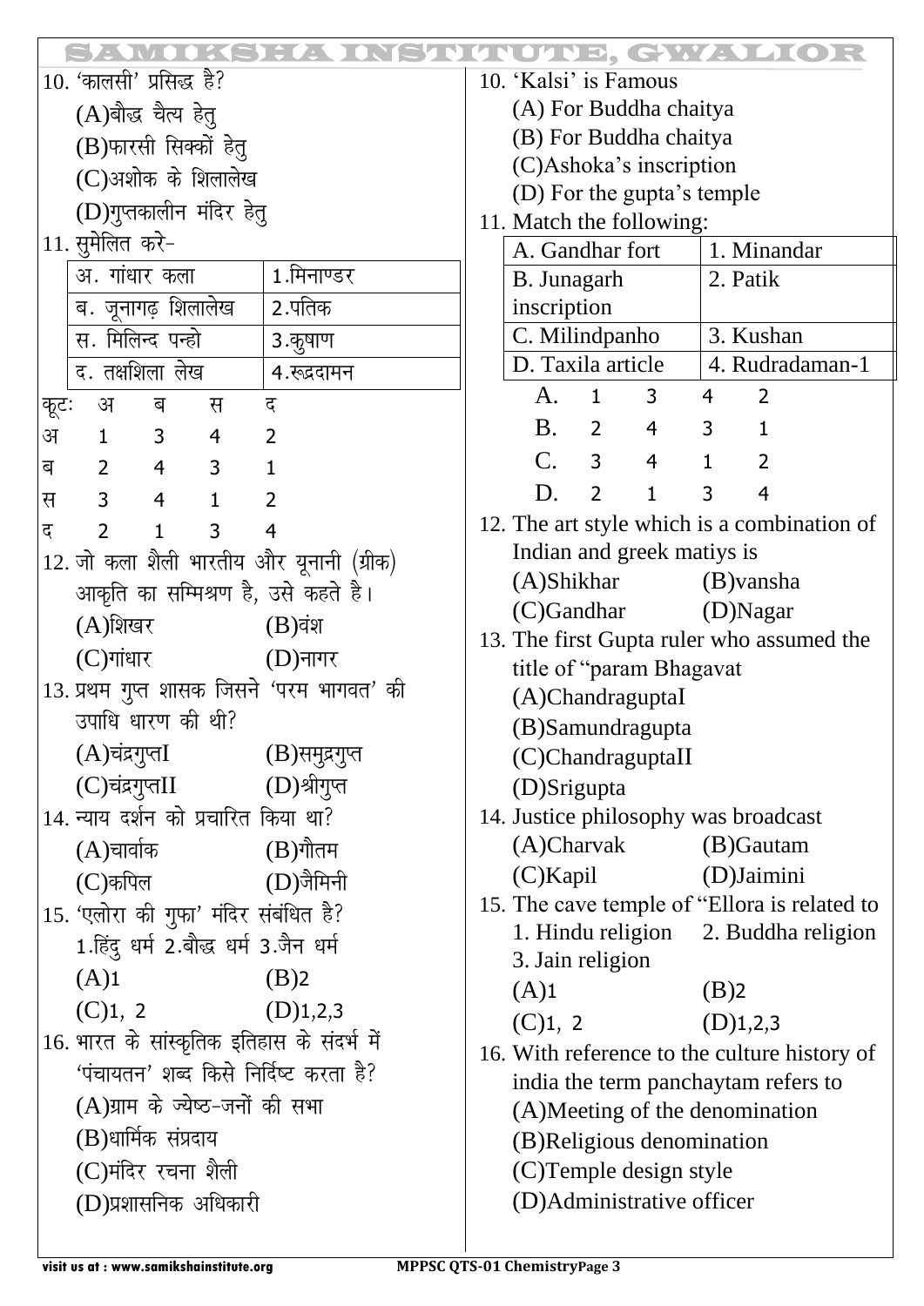10. 'कालसी' प्रसिद्ध है?

(A)बौद्ध चैत्य हेतु

(B)फारसी सिक्कों हेतु

(C)अशोक के शिलालेख

(D)गुप्तकालीन मंदिर हेतु

11. सुमेलित करे-

| | |
|---|---|
| अ. गांधार कला | 1.मिनाण्डर |
| ब. जूनागढ़ शिलालेख | 2.पतिक |
| स. मिलिन्द पन्हो | 3.कुषाण |
| द. तक्षशिला लेख | 4.रूद्रदामन |

| कूटः | अ | ब | स | द |
|---|---|---|---|---|
| अ | 1 | 3 | 4 | 2 |
| ब | 2 | 4 | 3 | 1 |
| स | 3 | 4 | 1 | 2 |
| द | 2 | 1 | 3 | 4 |

12. जो कला शैली भारतीय और यूनानी (ग्रीक) आकृति का सम्मिश्रण है, उसे कहते है।

(A)शिखर (B)वंश

(C)गांधार (D)नागर

13. प्रथम गुप्त शासक जिसने 'परम भागवत' की उपाधि धारण की थी?

(A)चंद्रगुप्तI (B)समुद्रगुप्त

(C)चंद्रगुप्तII (D)श्रीगुप्त

14. न्याय दर्शन को प्रचारित किया था?

(A)चार्वाक (B)गौतम

(C)कपिल (D)जैमिनी

15. 'एलोरा की गुफा' मंदिर संबंधित है?

1.हिंदु धर्म 2.बौद्ध धर्म 3.जैन धर्म

(A)1 (B)2

(C)1, 2 (D)1,2,3

16. भारत के सांस्कृतिक इतिहास के संदर्भ में 'पंचायतन' शब्द किसे निर्दिष्ट करता है?

(A)ग्राम के ज्येष्ठ-जनों की सभा

(B)धार्मिक संप्रदाय

(C)मंदिर रचना शैली

(D)प्रशासनिक अधिकारी

10. 'Kalsi' is Famous

(A) For Buddha chaitya

(B) For Buddha chaitya

(C)Ashoka's inscription

(D) For the gupta's temple

11. Match the following:

| | |
|---|---|
| A. Gandhar fort | 1. Minandar |
| B. Junagarh inscription | 2. Patik |
| C. Milindpanho | 3. Kushan |
| D. Taxila article | 4. Rudradaman-1 |

| | | | | |
|---|---|---|---|---|
| A. | 1 | 3 | 4 | 2 |
| B. | 2 | 4 | 3 | 1 |
| C. | 3 | 4 | 1 | 2 |
| D. | 2 | 1 | 3 | 4 |

12. The art style which is a combination of Indian and greek matiys is

(A)Shikhar (B)vansha

(C)Gandhar (D)Nagar

13. The first Gupta ruler who assumed the title of "param Bhagavat

(A)ChandraguptaI

(B)Samundragupta

(C)ChandraguptaII

(D)Srigupta

14. Justice philosophy was broadcast

(A)Charvak (B)Gautam

(C)Kapil (D)Jaimini

15. The cave temple of "Ellora is related to

1. Hindu religion 2. Buddha religion

3. Jain religion

(A)1 (B)2

(C)1, 2 (D)1,2,3

16. With reference to the culture history of india the term panchaytam refers to

(A)Meeting of the denomination

(B)Religious denomination

(C)Temple design style

(D)Administrative officer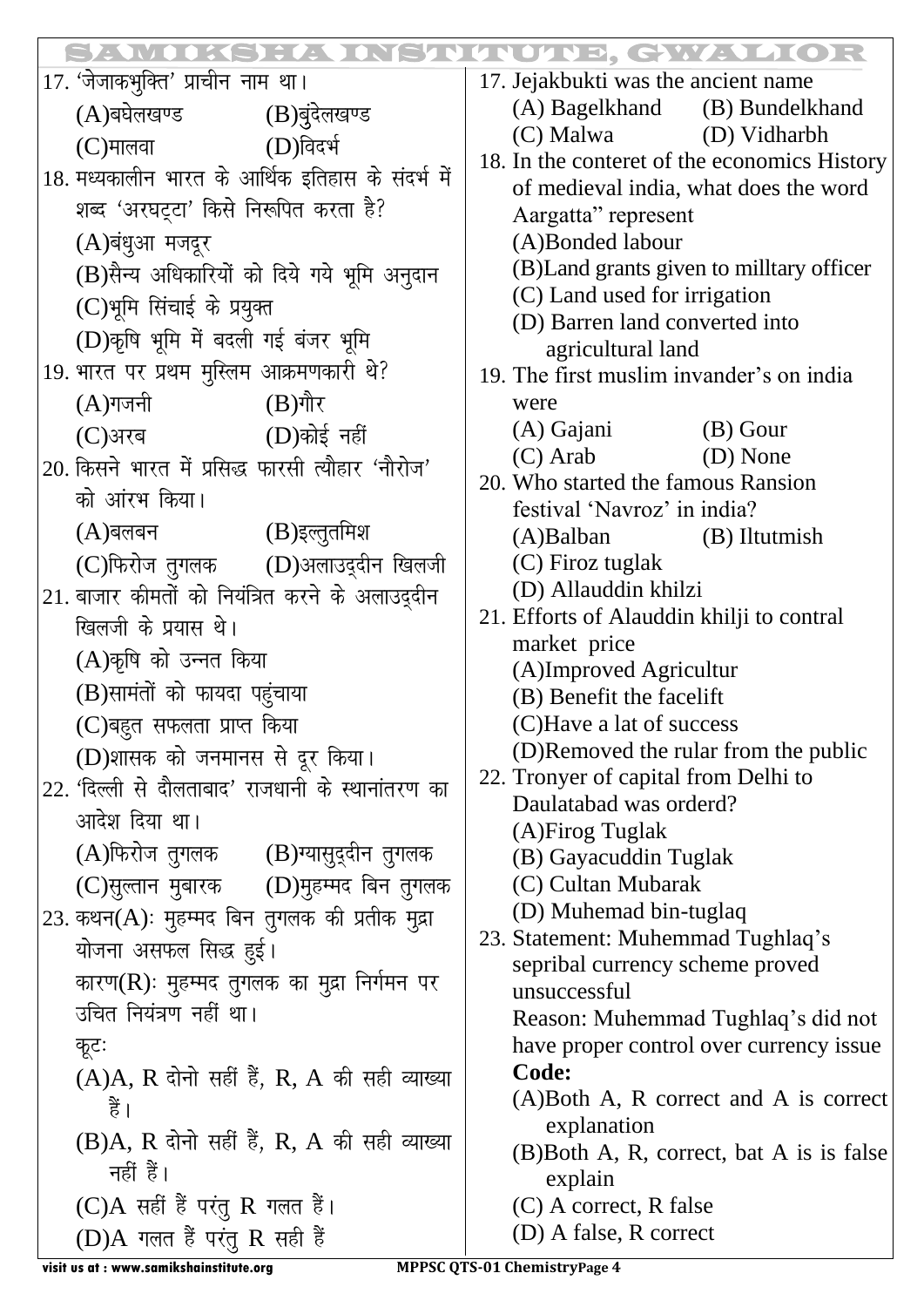17. 'जेजाकभुक्ति' प्राचीन नाम था।
(A)बघेलखण्ड (B)बुंदेलखण्ड
(C)मालवा (D)विदर्भ

18. मध्यकालीन भारत के आर्थिक इतिहास के संदर्भ में शब्द 'अरघट्टा' किसे निरूपित करता है?
(A)बंधुआ मजदूर
(B)सैन्य अधिकारियों को दिये गये भूमि अनुदान
(C)भूमि सिंचाई के प्रयुक्त
(D)कृषि भूमि में बदली गई बंजर भूमि

19. भारत पर प्रथम मुस्लिम आक्रमणकारी थे?
(A)गजनी (B)गौर
(C)अरब (D)कोई नहीं

20. किसने भारत में प्रसिद्ध फारसी त्यौहार 'नौरोज' को आंरभ किया।
(A)बलबन (B)इल्तुतमिश
(C)फिरोज तुगलक (D)अलाउद्दीन खिलजी

21. बाजार कीमतों को नियंत्रित करने के अलाउद्दीन खिलजी के प्रयास थे।
(A)कृषि को उन्नत किया
(B)सामंतों को फायदा पहुंचाया
(C)बहुत सफलता प्राप्त किया
(D)शासक को जनमानस से दूर किया।

22. 'दिल्ली से दौलताबाद' राजधानी के स्थानांतरण का आदेश दिया था।
(A)फिरोज तुगलक (B)ग्यासुद्दीन तुगलक
(C)सुल्तान मुबारक (D)मुहम्मद बिन तुगलक

23. कथन(A): मुहम्मद बिन तुगलक की प्रतीक मुद्रा योजना असफल सिद्ध हुई।
कारण(R): मुहम्मद तुगलक का मुद्रा निर्गमन पर उचित नियंत्रण नहीं था।
कूटः
(A)A, R दोनो सहीं हैं, R, A की सही व्याख्या हैं।
(B)A, R दोनो सहीं हैं, R, A की सही व्याख्या नहीं हैं।
(C)A सहीं हैं परंतु R गलत हैं।
(D)A गलत हैं परंतु R सही हैं

17. Jejakbukti was the ancient name
(A) Bagelkhand (B) Bundelkhand
(C) Malwa (D) Vidharbh

18. In the conteret of the economics History of medieval india, what does the word Aargatta" represent
(A)Bonded labour
(B)Land grants given to milltary officer
(C) Land used for irrigation
(D) Barren land converted into agricultural land

19. The first muslim invander's on india were
(A) Gajani (B) Gour
(C) Arab (D) None

20. Who started the famous Ransion festival 'Navroz' in india?
(A)Balban (B) Iltutmish
(C) Firoz tuglak
(D) Allauddin khilzi

21. Efforts of Alauddin khilji to contral market price
(A)Improved Agricultur
(B) Benefit the facelift
(C)Have a lat of success
(D)Removed the rular from the public

22. Tronyer of capital from Delhi to Daulatabad was orderd?
(A)Firog Tuglak
(B) Gayacuddin Tuglak
(C) Cultan Mubarak
(D) Muhemad bin-tuglaq

23. Statement: Muhemmad Tughlaq's sepribal currency scheme proved unsuccessful
Reason: Muhemmad Tughlaq's did not have proper control over currency issue
**Code:**
(A)Both A, R correct and A is correct explanation
(B)Both A, R, correct, bat A is is false explain
(C) A correct, R false
(D) A false, R correct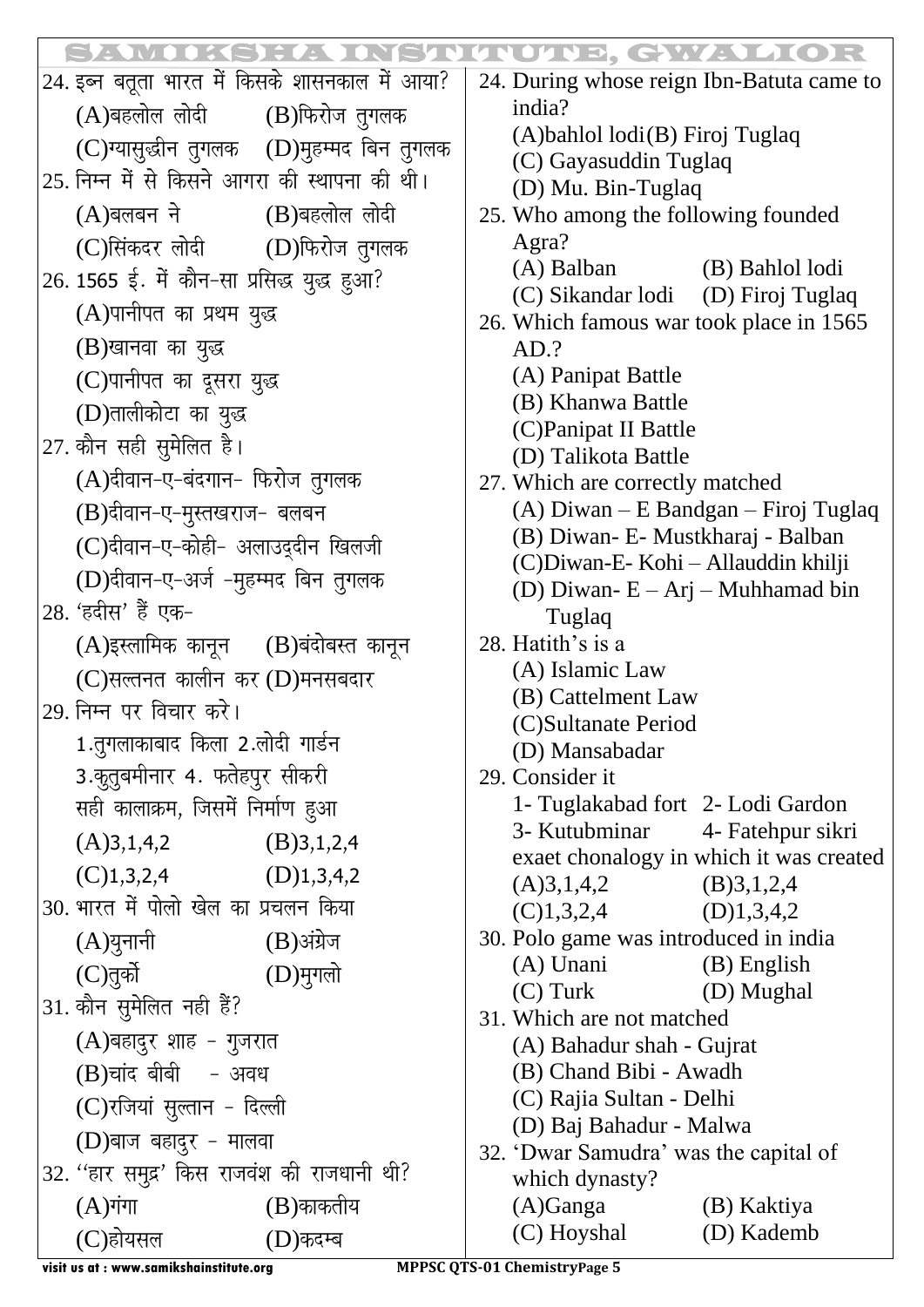24. इब्न बतूता भारत में किसके शासनकाल में आया?

(A)बहलोल लोदी (B)फिरोज तुगलक

(C)ग्यासुद्धीन तुगलक (D)मुहम्मद बिन तुगलक

25. निम्न में से किसने आगरा की स्थापना की थी।

(A)बलबन ने (B)बहलोल लोदी

(C)सिंकदर लोदी (D)फिरोज तुगलक

26. 1565 ई. में कौन-सा प्रसिद्ध युद्ध हुआ?

(A)पानीपत का प्रथम युद्ध

(B)खानवा का युद्ध

(C)पानीपत का दूसरा युद्ध

(D)तालीकोटा का युद्ध

27. कौन सही सुमेलित है।

(A)दीवान-ए-बंदगान- फिरोज तुगलक

(B)दीवान-ए-मुस्तखराज- बलबन

(C)दीवान-ए-कोही- अलाउद्दीन खिलजी

(D)दीवान-ए-अर्ज -मुहम्मद बिन तुगलक

28. 'हदीस' हैं एक-

(A)इस्लामिक कानून (B)बंदोबस्त कानून

(C)सल्तनत कालीन कर (D)मनसबदार

29. निम्न पर विचार करे।

1.तुगलाकाबाद किला 2.लोदी गार्डन

3.कुतुबमीनार 4. फतेहपुर सीकरी

सही कालाक्रम, जिसमें निर्माण हुआ

(A)3,1,4,2 (B)3,1,2,4

(C)1,3,2,4 (D)1,3,4,2

30. भारत में पोलो खेल का प्रचलन किया

(A)युनानी (B)अंग्रेज

(C)तुर्को (D)मुगलो

31. कौन सुमेलित नही हैं?

(A)बहादुर शाह - गुजरात

(B)चांद बीबी - अवध

(C)रजियां सुल्तान - दिल्ली

(D)बाज बहादुर - मालवा

32. ''हार समुद्र' किस राजवंश की राजधानी थी?

(A)गंगा (B)काकतीय

(C)होयसल (D)कदम्ब

24. During whose reign Ibn-Batuta came to india?

(A)bahlol lodi(B) Firoj Tuglaq

(C) Gayasuddin Tuglaq

(D) Mu. Bin-Tuglaq

25. Who among the following founded Agra?

(A) Balban (B) Bahlol lodi

(C) Sikandar lodi (D) Firoj Tuglaq

26. Which famous war took place in 1565 AD.?

(A) Panipat Battle

(B) Khanwa Battle

(C)Panipat II Battle

(D) Talikota Battle

27. Which are correctly matched

(A) Diwan – E Bandgan – Firoj Tuglaq

(B) Diwan- E- Mustkharaj - Balban

(C)Diwan-E- Kohi – Allauddin khilji

(D) Diwan- E – Arj – Muhhamad bin Tuglaq

28. Hatith's is a

(A) Islamic Law

(B) Cattelment Law

(C)Sultanate Period

(D) Mansabadar

29. Consider it

1- Tuglakabad fort 2- Lodi Gardon

3- Kutubminar 4- Fatehpur sikri

exaet chonalogy in which it was created

(A)3,1,4,2 (B)3,1,2,4

(C)1,3,2,4 (D)1,3,4,2

30. Polo game was introduced in india

(A) Unani (B) English

(C) Turk (D) Mughal

31. Which are not matched

(A) Bahadur shah - Gujrat

(B) Chand Bibi - Awadh

(C) Rajia Sultan - Delhi

(D) Baj Bahadur - Malwa

32. 'Dwar Samudra' was the capital of which dynasty?

(A)Ganga (B) Kaktiya

(C) Hoyshal (D) Kademb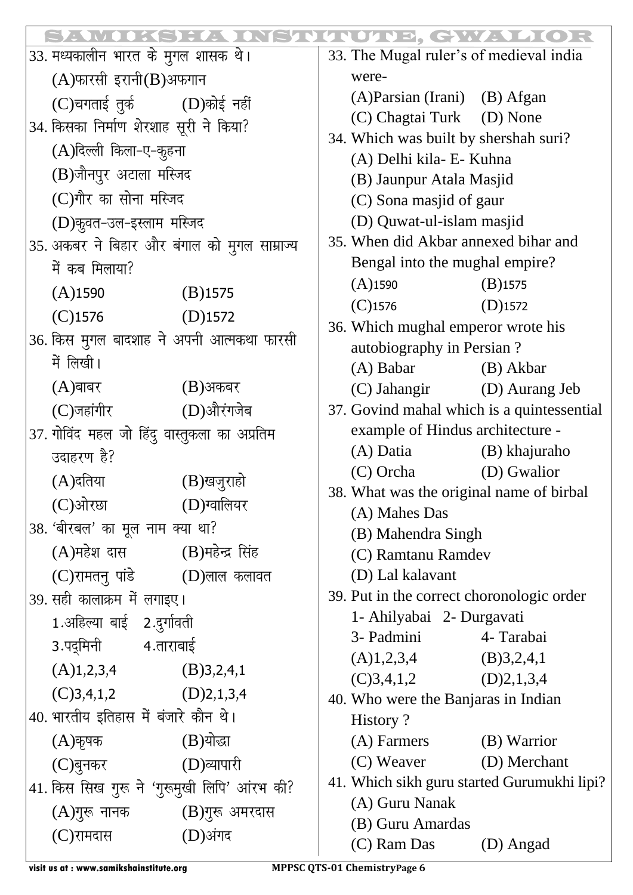33. मध्यकालीन भारत के मुगल शासक थे।

(A)फारसी इरानी (B)अफगान

(C)चगताई तुर्क (D)कोई नहीं

34. किसका निर्माण शेरशाह सूरी ने किया?

(A)दिल्ली किला-ए-कुहना

(B)जौनपुर अटाला मस्जिद

(C)गौर का सोना मस्जिद

(D)कुवत-उल-इस्लाम मस्जिद

35. अकबर ने बिहार और बंगाल को मुगल साम्राज्य में कब मिलाया?

(A)1590 (B)1575

(C)1576 (D)1572

36. किस मुगल बादशाह ने अपनी आत्मकथा फारसी में लिखी।

(A)बाबर (B)अकबर

(C)जहांगीर (D)औरंगजेब

37. गोविंद महल जो हिंदु वास्तुकला का अप्रतिम उदाहरण है?

(A)दतिया (B)खजुराहो

(C)ओरछा (D)ग्वालियर

38. 'बीरबल' का मूल नाम क्या था?

(A)महेश दास (B)महेन्द्र सिंह

(C)रामतनु पांडे (D)लाल कलावत

39. सही कालाक्रम में लगाइए।

1.अहिल्या बाई 2.दुर्गावती

3.पद्मिनी 4.ताराबाई

(A)1,2,3,4 (B)3,2,4,1

(C)3,4,1,2 (D)2,1,3,4

40. भारतीय इतिहास में बंजारे कौन थे।

(A)कृषक (B)योद्धा

(C)बुनकर (D)व्यापारी

41. किस सिख गुरू ने 'गुरूमुखी लिपि' आंरभ की?

(A)गुरू नानक (B)गुरू अमरदास

(C)रामदास (D)अंगद

33. The Mugal ruler's of medieval india were-

(A)Parsian (Irani) (B) Afgan

(C) Chagtai Turk (D) None

34. Which was built by shershah suri?

(A) Delhi kila- E- Kuhna

(B) Jaunpur Atala Masjid

(C) Sona masjid of gaur

(D) Quwat-ul-islam masjid

35. When did Akbar annexed bihar and Bengal into the mughal empire?

(A)1590 (B)1575

(C)1576 (D)1572

36. Which mughal emperor wrote his autobiography in Persian ?

(A) Babar (B) Akbar

(C) Jahangir (D) Aurang Jeb

37. Govind mahal which is a quintessential example of Hindus architecture -

(A) Datia (B) khajuraho

(C) Orcha (D) Gwalior

38. What was the original name of birbal

(A) Mahes Das

(B) Mahendra Singh

(C) Ramtanu Ramdev

(D) Lal kalavant

39. Put in the correct choronologic order

1- Ahilyabai 2- Durgavati

3- Padmini 4- Tarabai

(A)1,2,3,4 (B)3,2,4,1

(C)3,4,1,2 (D)2,1,3,4

40. Who were the Banjaras in Indian History ?

(A) Farmers (B) Warrior

(C) Weaver (D) Merchant

41. Which sikh guru started Gurumukhi lipi?

(A) Guru Nanak

(B) Guru Amardas

(C) Ram Das (D) Angad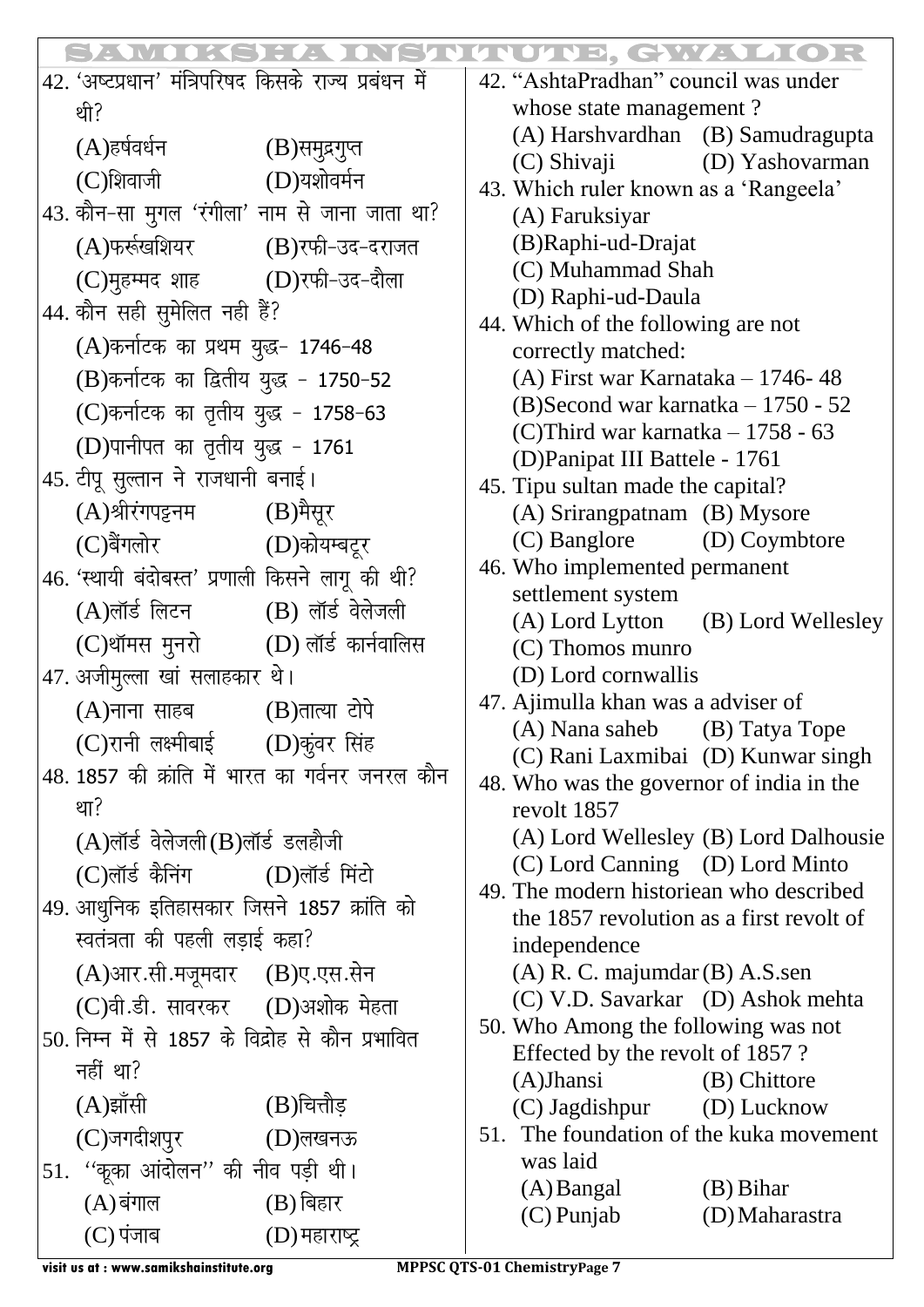42. 'अष्टप्रधान' मंत्रिपरिषद किसके राज्य प्रबंधन में थी?

(A)हर्षवर्धन (B)समुद्रगुप्त

(C)शिवाजी (D)यशोवर्मन

43. कौन-सा मुगल 'रंगीला' नाम से जाना जाता था?

(A)फर्रूखशियर (B)रफी-उद-दराजत

(C)मुहम्मद शाह (D)रफी-उद-दौला

44. कौन सही सुमेलित नही हैं?

(A)कर्नाटक का प्रथम युद्ध- 1746-48

(B)कर्नाटक का द्वितीय युद्ध - 1750-52

(C)कर्नाटक का तृतीय युद्ध - 1758-63

(D)पानीपत का तृतीय युद्ध - 1761

45. टीपू सुल्तान ने राजधानी बनाई।

(A)श्रीरंगपट्टनम (B)मैसूर

(C)बैंगलोर (D)कोयम्बटूर

46. 'स्थायी बंदोबस्त' प्रणाली किसने लागू की थी?

(A)लॉर्ड लिटन (B) लॉर्ड वेलेजली

(C)थॉमस मुनरो (D) लॉर्ड कार्नवालिस

47. अजीमुल्ला खां सलाहकार थे।

(A)नाना साहब (B)तात्या टोपे

(C)रानी लक्ष्मीबाई (D)कुंवर सिंह

48. 1857 की क्रांति में भारत का गर्वनर जनरल कौन था?

(A)लॉर्ड वेलेजली (B)लॉर्ड डलहौजी

(C)लॉर्ड कैनिंग (D)लॉर्ड मिंटो

49. आधुनिक इतिहासकार जिसने 1857 क्रांति को स्वतंत्रता की पहली लड़ाई कहा?

(A)आर.सी.मजूमदार (B)ए.एस.सेन

(C)वी.डी. सावरकर (D)अशोक मेहता

50. निम्न में से 1857 के विद्रोह से कौन प्रभावित नहीं था?

(A)झाँसी (B)चित्तौड़

(C)जगदीशपुर (D)लखनऊ

51. ''कूका आंदोलन'' की नीव पड़ी थी।

(A) बंगाल (B) बिहार

(C) पंजाब (D) महाराष्ट्र

42. "AshtaPradhan" council was under whose state management ?

(A) Harshvardhan (B) Samudragupta

(C) Shivaji (D) Yashovarman

43. Which ruler known as a 'Rangeela'

(A) Faruksiyar

(B)Raphi-ud-Drajat

(C) Muhammad Shah

(D) Raphi-ud-Daula

44. Which of the following are not correctly matched:

(A) First war Karnataka – 1746- 48

(B)Second war karnatka – 1750 - 52

(C)Third war karnatka – 1758 - 63

(D)Panipat III Battele - 1761

45. Tipu sultan made the capital?

(A) Srirangpatnam (B) Mysore

(C) Banglore (D) Coymbtore

46. Who implemented permanent settlement system

(A) Lord Lytton (B) Lord Wellesley

(C) Thomos munro

(D) Lord cornwallis

47. Ajimulla khan was a adviser of

(A) Nana saheb (B) Tatya Tope

(C) Rani Laxmibai (D) Kunwar singh

48. Who was the governor of india in the revolt 1857

(A) Lord Wellesley (B) Lord Dalhousie

(C) Lord Canning (D) Lord Minto

49. The modern historiean who described the 1857 revolution as a first revolt of independence

(A) R. C. majumdar (B) A.S.sen

(C) V.D. Savarkar (D) Ashok mehta

50. Who Among the following was not Effected by the revolt of 1857 ?

(A)Jhansi (B) Chittore

(C) Jagdishpur (D) Lucknow

51. The foundation of the kuka movement was laid

(A) Bangal (B) Bihar

(C) Punjab (D) Maharastra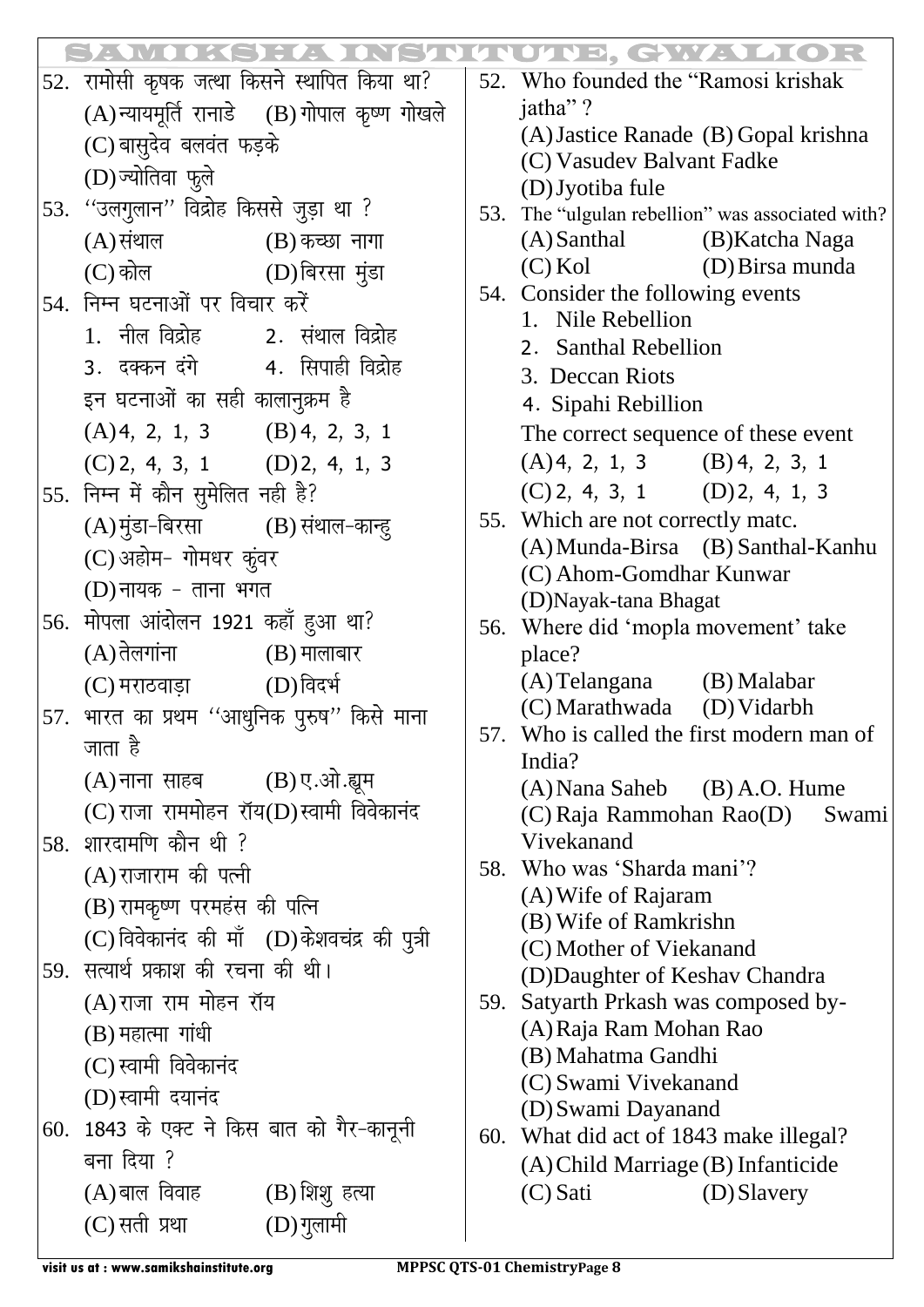52. रामोसी कृषक जत्था किसने स्थापित किया था?
(A) न्यायमूर्ति रानाडे (B) गोपाल कृष्ण गोखले
(C) बासुदेव बलवंत फड़के
(D) ज्योतिबा फुले

52. Who founded the "Ramosi krishak jatha" ?
(A) Justice Ranade (B) Gopal krishna
(C) Vasudev Balvant Fadke
(D) Jyotiba fule

53. ''उलगुलान'' विद्रोह किससे जुड़ा था ?
(A) संथाल (B) कच्छा नागा
(C) कोल (D) बिरसा मुंडा

53. The "ulgulan rebellion" was associated with?
(A) Santhal (B) Katcha Naga
(C) Kol (D) Birsa munda

54. निम्न घटनाओं पर विचार करें
1. नील विद्रोह 2. संथाल विद्रोह
3. दक्कन दंगे 4. सिपाही विद्रोह
इन घटनाओं का सही कालानुक्रम है
(A) 4, 2, 1, 3 (B) 4, 2, 3, 1
(C) 2, 4, 3, 1 (D) 2, 4, 1, 3

54. Consider the following events
1. Nile Rebellion
2. Santhal Rebellion
3. Deccan Riots
4. Sipahi Rebillion
The correct sequence of these event
(A) 4, 2, 1, 3 (B) 4, 2, 3, 1
(C) 2, 4, 3, 1 (D) 2, 4, 1, 3

55. निम्न में कौन सुमेलित नही है?
(A) मुंडा-बिरसा (B) संथाल-कान्हु
(C) अहोम- गोमधर कुंवर
(D) नायक - ताना भगत

55. Which are not correctly matc.
(A) Munda-Birsa (B) Santhal-Kanhu
(C) Ahom-Gomdhar Kunwar
(D) Nayak-tana Bhagat

56. मोपला आंदोलन 1921 कहाँ हुआ था?
(A) तेलगांना (B) मालाबार
(C) मराठवाड़ा (D) विदर्भ

56. Where did 'mopla movement' take place?
(A) Telangana (B) Malabar
(C) Marathwada (D) Vidarbh

57. भारत का प्रथम ''आधुनिक पुरुष'' किसे माना जाता है
(A) नाना साहब (B) ए.ओ.ह्यूम
(C) राजा राममोहन रॉय (D) स्वामी विवेकानंद

57. Who is called the first modern man of India?
(A) Nana Saheb (B) A.O. Hume
(C) Raja Rammohan Rao (D) Swami Vivekanand

58. शारदामणि कौन थी ?
(A) राजाराम की पत्नी
(B) रामकृष्ण परमहंस की पत्नि
(C) विवेकानंद की माँ (D) केशवचंद्र की पुत्री

58. Who was 'Sharda mani'?
(A) Wife of Rajaram
(B) Wife of Ramkrishn
(C) Mother of Viekanand
(D) Daughter of Keshav Chandra

59. सत्यार्थ प्रकाश की रचना की थी।
(A) राजा राम मोहन रॉय
(B) महात्मा गांधी
(C) स्वामी विवेकानंद
(D) स्वामी दयानंद

59. Satyarth Prkash was composed by-
(A) Raja Ram Mohan Rao
(B) Mahatma Gandhi
(C) Swami Vivekanand
(D) Swami Dayanand

60. 1843 के एक्ट ने किस बात को गैर-कानूनी बना दिया ?
(A) बाल विवाह (B) शिशु हत्या
(C) सती प्रथा (D) गुलामी

60. What did act of 1843 make illegal?
(A) Child Marriage (B) Infanticide
(C) Sati (D) Slavery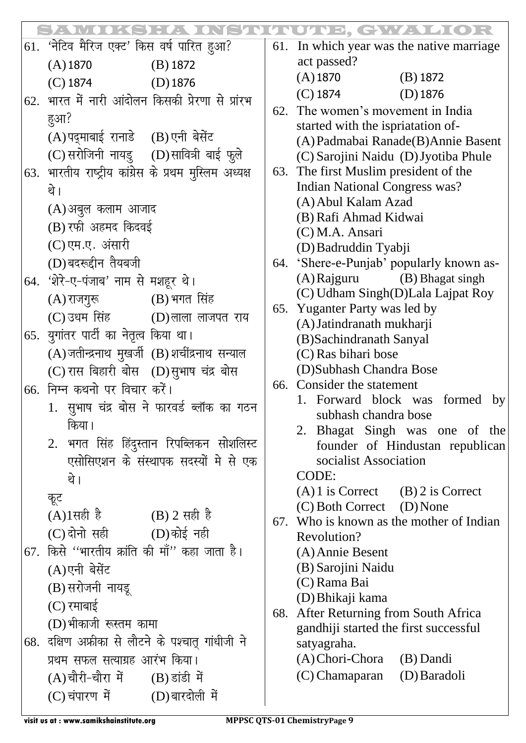61. 'नेटिव मैरिज एक्ट' किस वर्ष पारित हुआ?
   (A) 1870 (B) 1872
   (C) 1874 (D) 1876

62. भारत में नारी आंदोलन किसकी प्रेरणा से प्रांरभ हुआ?
   (A) पद्माबाई रानाडे (B) एनी बेसेंट
   (C) सरोजिनी नायडु (D) सावित्री बाई फुले

63. भारतीय राष्ट्रीय कांग्रेस के प्रथम मुस्लिम अध्यक्ष थे।
   (A) अबुल कलाम आजाद
   (B) रफी अहमद किदवई
   (C) एम.ए. अंसारी
   (D) बदरूद्दीन तैयबजी

64. 'शेरे-ए-पंजाब' नाम से मशहूर थे।
   (A) राजगुरू (B) भगत सिंह
   (C) उधम सिंह (D) लाला लाजपत राय

65. युगांतर पार्टी का नेतृत्व किया था।
   (A) जतीन्द्रनाथ मुखर्जी (B) शचींद्रनाथ सन्याल
   (C) रास बिहारी बोस (D) सुभाष चंद्र बोस

66. निम्न कथनो पर विचार करें।
   1. सुभाष चंद्र बोस ने फारवर्ड ब्लॉक का गठन किया।
   2. भगत सिंह हिंदुस्तान रिपब्लिकन सोशलिस्ट एसोसिएशन के संस्थापक सदस्यों मे से एक थे।
   
   कूट
   (A) 1सही है (B) 2 सही है
   (C) दोनो सही (D) कोई नही

67. किसे ''भारतीय क्रांति की माँ'' कहा जाता है।
   (A) एनी बेसेंट
   (B) सरोजनी नायडू
   (C) रमाबाई
   (D) भीकाजी रूस्तम कामा

68. दक्षिण अफ्रीका से लौटने के पश्चात् गांधीजी ने प्रथम सफल सत्याग्रह आरंभ किया।
   (A) चौरी-चौरा में (B) डांडी में
   (C) चंपारण में (D) बारदोली में

61. In which year was the native marriage act passed?
   (A) 1870 (B) 1872
   (C) 1874 (D) 1876

62. The women's movement in India started with the ispriatation of-
   (A) Padmabai Ranade (B) Annie Basent
   (C) Sarojini Naidu (D) Jyotiba Phule

63. The first Muslim president of the Indian National Congress was?
   (A) Abul Kalam Azad
   (B) Rafi Ahmad Kidwai
   (C) M.A. Ansari
   (D) Badruddin Tyabji

64. 'Shere-e-Punjab' popularly known as-
   (A) Rajguru (B) Bhagat singh
   (C) Udham Singh (D) Lala Lajpat Roy

65. Yuganter Party was led by
   (A) Jatindranath mukharji
   (B) Sachindranath Sanyal
   (C) Ras bihari bose
   (D) Subhash Chandra Bose

66. Consider the statement
   1. Forward block was formed by subhash chandra bose
   2. Bhagat Singh was one of the founder of Hindustan republican socialist Association
   
   CODE:
   (A) 1 is Correct (B) 2 is Correct
   (C) Both Correct (D) None

67. Who is known as the mother of Indian Revolution?
   (A) Annie Besent
   (B) Sarojini Naidu
   (C) Rama Bai
   (D) Bhikaji kama

68. After Returning from South Africa gandhiji started the first successful satyagraha.
   (A) Chori-Chora (B) Dandi
   (C) Chamaparan (D) Baradoli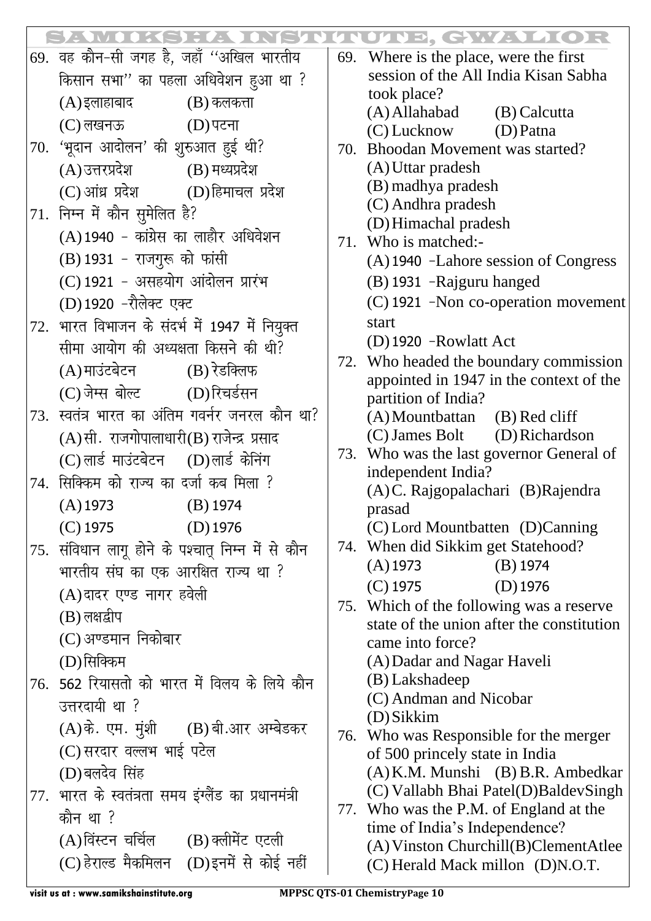69. वह कौन-सी जगह है, जहाँ ''अखिल भारतीय किसान सभा'' का पहला अधिवेशन हुआ था ?

(A) इलाहाबाद (B) कलकत्ता
(C) लखनऊ (D) पटना

70. 'भूदान आदोलन' की शुरुआत हुई थी?

(A) उत्तरप्रदेश (B) मध्यप्रदेश
(C) आंध्र प्रदेश (D) हिमाचल प्रदेश

71. निम्न में कौन सुमेलित है?

(A) 1940 - कांग्रेस का लाहौर अधिवेशन
(B) 1931 - राजगुरू को फांसी
(C) 1921 - असहयोग आंदोलन प्रारंभ
(D) 1920 -रौलेक्ट एक्ट

72. भारत विभाजन के संदर्भ में 1947 में नियुक्त सीमा आयोग की अध्यक्षता किसने की थी?

(A) माउंटबेटन (B) रेडक्लिफ
(C) जेम्स बोल्ट (D) रिचर्डसन

73. स्वतंत्र भारत का अंतिम गवर्नर जनरल कौन था?

(A) सी. राजगोपालाधारी (B) राजेन्द्र प्रसाद
(C) लार्ड माउंटबेटन (D) लार्ड केनिंग

74. सिक्किम को राज्य का दर्जा कब मिला ?

(A) 1973 (B) 1974
(C) 1975 (D) 1976

75. संविधान लागू होने के पश्चात् निम्न में से कौन भारतीय संघ का एक आरक्षित राज्य था ?

(A) दादर एण्ड नागर हवेली
(B) लक्षद्वीप
(C) अण्डमान निकोबार
(D) सिक्किम

76. 562 रियासतो को भारत में विलय के लिये कौन उत्तरदायी था ?

(A) के. एम. मुंशी (B) बी.आर अम्बेडकर
(C) सरदार वल्लभ भाई पटेल
(D) बलदेव सिंह

77. भारत के स्वतंत्रता समय इंग्लैंड का प्रधानमंत्री कौन था ?

(A) विंस्टन चर्चिल (B) क्लीमेंट एटली
(C) हेराल्ड मैकमिलन (D) इनमें से कोई नहीं

69. Where is the place, were the first session of the All India Kisan Sabha took place?

(A) Allahabad (B) Calcutta
(C) Lucknow (D) Patna

70. Bhoodan Movement was started?

(A) Uttar pradesh
(B) madhya pradesh
(C) Andhra pradesh
(D) Himachal pradesh

71. Who is matched:-

(A) 1940 -Lahore session of Congress
(B) 1931 -Rajguru hanged
(C) 1921 -Non co-operation movement start
(D) 1920 -Rowlatt Act

72. Who headed the boundary commission appointed in 1947 in the context of the partition of India?

(A) Mountbattan (B) Red cliff
(C) James Bolt (D) Richardson

73. Who was the last governor General of independent India?

(A) C. Rajgopalachari (B) Rajendra prasad
(C) Lord Mountbatten (D) Canning

74. When did Sikkim get Statehood?

(A) 1973 (B) 1974
(C) 1975 (D) 1976

75. Which of the following was a reserve state of the union after the constitution came into force?

(A) Dadar and Nagar Haveli
(B) Lakshadeep
(C) Andman and Nicobar
(D) Sikkim

76. Who was Responsible for the merger of 500 princely state in India

(A) K.M. Munshi (B) B.R. Ambedkar
(C) Vallabh Bhai Patel (D) BaldevSingh

77. Who was the P.M. of England at the time of India's Independence?

(A) Vinston Churchill (B) ClementAtlee
(C) Herald Mack millon (D) N.O.T.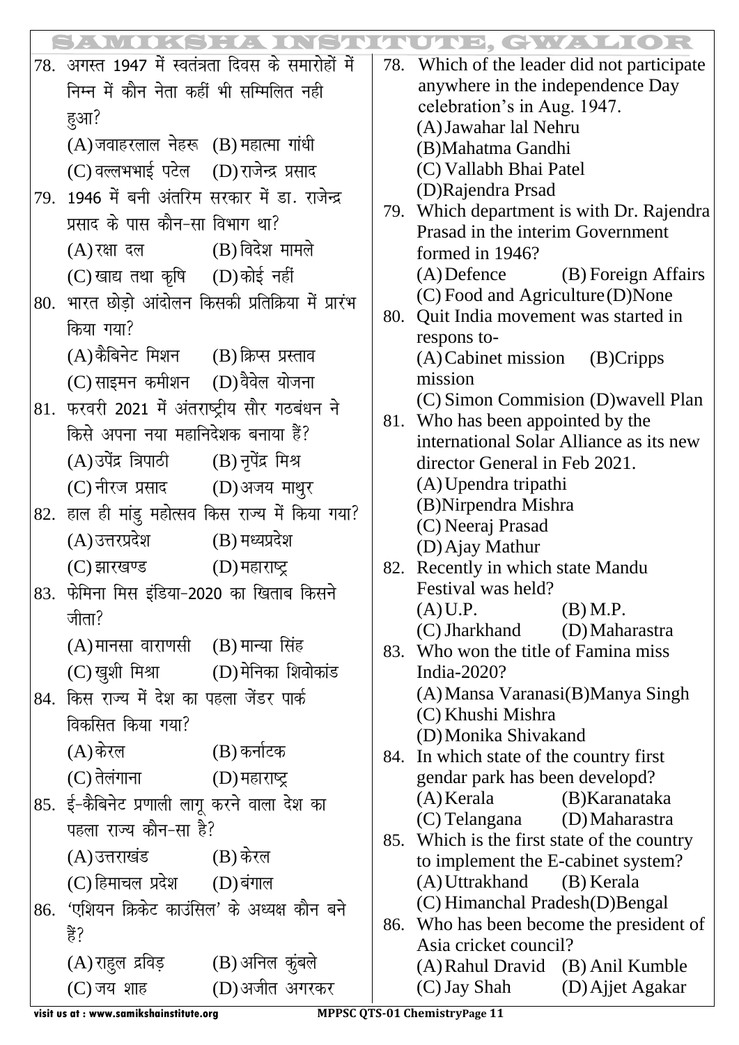78. अगस्त 1947 में स्वतंत्रता दिवस के समारोहों में निम्न में कौन नेता कहीं भी सम्मिलित नही हुआ?
(A) जवाहरलाल नेहरू (B) महात्मा गांधी
(C) वल्लभभाई पटेल (D) राजेन्द्र प्रसाद

79. 1946 में बनी अंतरिम सरकार में डा. राजेन्द्र प्रसाद के पास कौन-सा विभाग था?
(A) रक्षा दल (B) विदेश मामले
(C) खाद्य तथा कृषि (D) कोई नहीं

80. भारत छोड़ो आंदोलन किसकी प्रतिक्रिया में प्रारंभ किया गया?
(A) कैबिनेट मिशन (B) क्रिप्स प्रस्ताव
(C) साइमन कमीशन (D) वैवेल योजना

81. फरवरी 2021 में अंतराष्ट्रीय सौर गठबंधन ने किसे अपना नया महानिदेशक बनाया हैं?
(A) उपेंद्र त्रिपाठी (B) नृपेंद्र मिश्र
(C) नीरज प्रसाद (D) अजय माथुर

82. हाल ही मांडु महोत्सव किस राज्य में किया गया?
(A) उत्तरप्रदेश (B) मध्यप्रदेश
(C) झारखण्ड (D) महाराष्ट्र

83. फेमिना मिस इंडिया-2020 का खिताब किसने जीता?
(A) मानसा वाराणसी (B) मान्या सिंह
(C) खुशी मिश्रा (D) मेनिका शिवोकांड

84. किस राज्य में देश का पहला जेंडर पार्क विकसित किया गया?
(A) केरल (B) कर्नाटक
(C) तेलंगाना (D) महाराष्ट्र

85. ई-कैबिनेट प्रणाली लागू करने वाला देश का पहला राज्य कौन-सा है?
(A) उत्तराखंड (B) केरल
(C) हिमाचल प्रदेश (D) बंगाल

86. 'एशियन क्रिकेट काउंसिल' के अध्यक्ष कौन बने हैं?
(A) राहुल द्रविड़ (B) अनिल कुंबले
(C) जय शाह (D) अजीत अगरकर

78. Which of the leader did not participate anywhere in the independence Day celebration's in Aug. 1947.
(A) Jawahar lal Nehru
(B) Mahatma Gandhi
(C) Vallabh Bhai Patel
(D) Rajendra Prsad

79. Which department is with Dr. Rajendra Prasad in the interim Government formed in 1946?
(A) Defence (B) Foreign Affairs
(C) Food and Agriculture (D) None

80. Quit India movement was started in respons to-
(A) Cabinet mission (B) Cripps mission
(C) Simon Commision (D) wavell Plan

81. Who has been appointed by the international Solar Alliance as its new director General in Feb 2021.
(A) Upendra tripathi
(B) Nirpendra Mishra
(C) Neeraj Prasad
(D) Ajay Mathur

82. Recently in which state Mandu Festival was held?
(A) U.P. (B) M.P.
(C) Jharkhand (D) Maharastra

83. Who won the title of Famina miss India-2020?
(A) Mansa Varanasi (B) Manya Singh
(C) Khushi Mishra
(D) Monika Shivakand

84. In which state of the country first gendar park has been developd?
(A) Kerala (B) Karanataka
(C) Telangana (D) Maharastra

85. Which is the first state of the country to implement the E-cabinet system?
(A) Uttrakhand (B) Kerala
(C) Himanchal Pradesh (D) Bengal

86. Who has been become the president of Asia cricket council?
(A) Rahul Dravid (B) Anil Kumble
(C) Jay Shah (D) Ajjet Agakar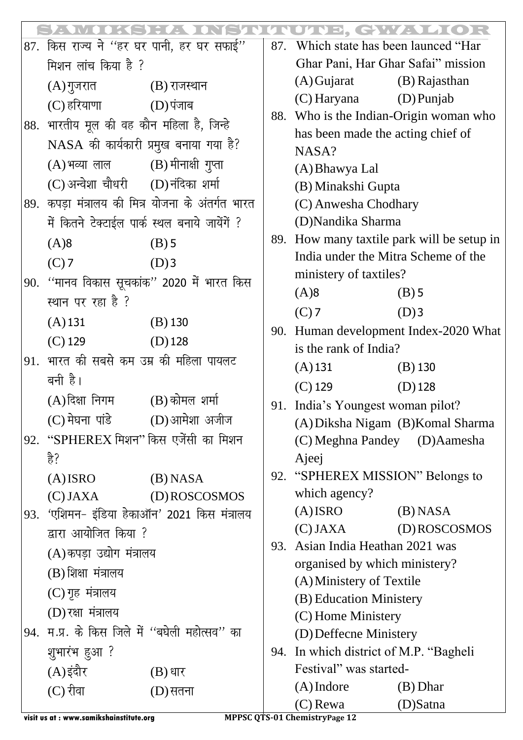87. किस राज्य ने ''हर घर पानी, हर घर सफाई'' मिशन लांच किया है ?

(A) गुजरात (B) राजस्थान

(C) हरियाणा (D) पंजाब

88. भारतीय मूल की वह कौन महिला है, जिन्हे NASA की कार्यकारी प्रमुख बनाया गया है?

(A) भव्या लाल (B) मीनाक्षी गुप्ता

(C) अन्वेशा चौधरी (D) नंदिका शर्मा

89. कपड़ा मंत्रालय की मित्र योजना के अंतर्गत भारत में कितने टेक्टाईल पार्क स्थल बनाये जायेंगें ?

(A) 8 (B) 5

(C) 7 (D) 3

90. ''मानव विकास सूचकांक'' 2020 में भारत किस स्थान पर रहा है ?

(A) 131 (B) 130

(C) 129 (D) 128

91. भारत की सबसे कम उम्र की महिला पायलट बनी है।

(A) दिक्षा निगम (B) कोमल शर्मा

(C) मेघना पांडे (D) आमेशा अजीज

92. "SPHEREX मिशन" किस एजेंसी का मिशन है?

(A) ISRO (B) NASA

(C) JAXA (D) ROSCOSMOS

93. 'एशिमन- इंडिया हेकाऑन' 2021 किस मंत्रालय द्वारा आयोजित किया ?

(A) कपड़ा उद्योग मंत्रालय

(B) शिक्षा मंत्रालय

(C) गृह मंत्रालय

(D) रक्षा मंत्रालय

94. म.प्र. के किस जिले में ''बघेली महोत्सव'' का शुभारंभ हुआ ?

(A) इंदौर (B) धार

(C) रीवा (D) सतना

87. Which state has been launced "Har Ghar Pani, Har Ghar Safai" mission

(A) Gujarat (B) Rajasthan

(C) Haryana (D) Punjab

88. Who is the Indian-Origin woman who has been made the acting chief of NASA?

(A) Bhawya Lal

(B) Minakshi Gupta

(C) Anwesha Chodhary

(D) Nandika Sharma

89. How many taxtile park will be setup in India under the Mitra Scheme of the ministery of taxtiles?

(A) 8 (B) 5

(C) 7 (D) 3

90. Human development Index-2020 What is the rank of India?

(A) 131 (B) 130

(C) 129 (D) 128

91. India's Youngest woman pilot?

(A) Diksha Nigam (B) Komal Sharma

(C) Meghna Pandey (D) Aamesha Ajeej

92. "SPHEREX MISSION" Belongs to which agency?

(A) ISRO (B) NASA

(C) JAXA (D) ROSCOSMOS

93. Asian India Heathan 2021 was organised by which ministery?

(A) Ministery of Textile

(B) Education Ministery

(C) Home Ministery

(D) Deffecne Ministery

94. In which district of M.P. "Bagheli Festival" was started-

(A) Indore (B) Dhar

(C) Rewa (D) Satna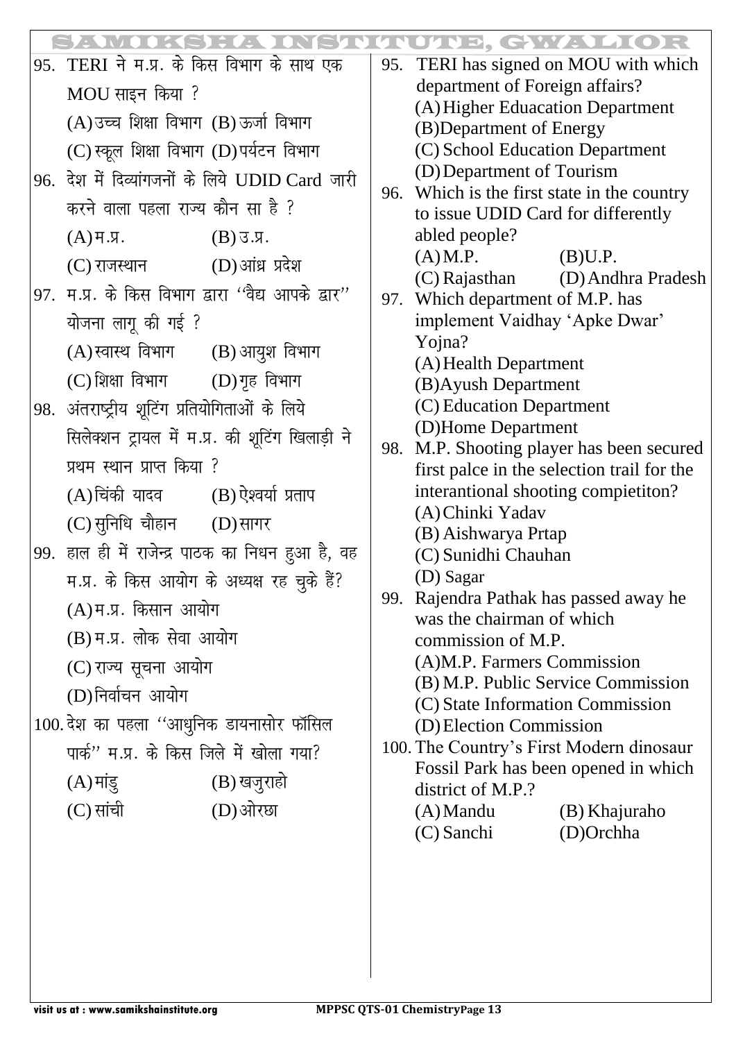95. TERI ने म.प्र. के किस विभाग के साथ एक MOU साइन किया ?

(A) उच्च शिक्षा विभाग (B) ऊर्जा विभाग

(C) स्कूल शिक्षा विभाग (D) पर्यटन विभाग

96. देश में दिव्यांगजनों के लिये UDID Card जारी करने वाला पहला राज्य कौन सा है ?

(A) म.प्र. (B) उ.प्र.

(C) राजस्थान (D) आंध्र प्रदेश

97. म.प्र. के किस विभाग द्वारा ''वैद्य आपके द्वार'' योजना लागू की गई ?

(A) स्वास्थ विभाग (B) आयुश विभाग

(C) शिक्षा विभाग (D) गृह विभाग

98. अंतराष्ट्रीय शूटिंग प्रतियोगिताओं के लिये सिलेक्शन ट्रायल में म.प्र. की शूटिंग खिलाड़ी ने प्रथम स्थान प्राप्त किया ?

(A) चिंकी यादव (B) ऐश्वर्या प्रताप

(C) सुनिधि चौहान (D) सागर

99. हाल ही में राजेन्द्र पाठक का निधन हुआ है, वह म.प्र. के किस आयोग के अध्यक्ष रह चुके हैं?

(A) म.प्र. किसान आयोग

(B) म.प्र. लोक सेवा आयोग

(C) राज्य सूचना आयोग

(D) निर्वाचन आयोग

100. देश का पहला ''आधुनिक डायनासोर फॉसिल पार्क'' म.प्र. के किस जिले में खोला गया?

(A) मांडु (B) खजुराहो

(C) सांची (D) ओरछा

95. TERI has signed on MOU with which department of Foreign affairs?

(A) Higher Eduacation Department

(B) Department of Energy

(C) School Education Department

(D) Department of Tourism

96. Which is the first state in the country to issue UDID Card for differently abled people?

(A) M.P. (B) U.P.

(C) Rajasthan (D) Andhra Pradesh

97. Which department of M.P. has implement Vaidhay 'Apke Dwar' Yojna?

(A) Health Department

(B) Ayush Department

(C) Education Department

(D) Home Department

98. M.P. Shooting player has been secured first palce in the selection trail for the interantional shooting compietiton?

(A) Chinki Yadav

(B) Aishwarya Prtap

(C) Sunidhi Chauhan

(D) Sagar

99. Rajendra Pathak has passed away he was the chairman of which commission of M.P.

(A) M.P. Farmers Commission

(B) M.P. Public Service Commission

(C) State Information Commission

(D) Election Commission

100. The Country's First Modern dinosaur Fossil Park has been opened in which district of M.P.?

(A) Mandu (B) Khajuraho

(C) Sanchi (D) Orchha